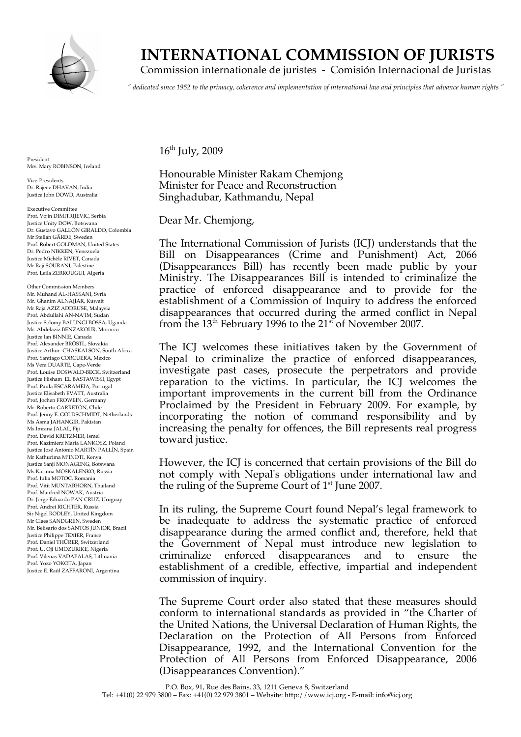# INTERNATIONAL COMMISSION OF JURISTS

Commission internationale de juristes - Comisión Internacional de Juristas

*" dedicated since 1952 to the primacy, coherence and implementation of international law and principles that advance human rights "*

President
Mrs. Mary ROBINSON, Ireland

Vice-Presidents
Dr. Rajeev DHAVAN, India
Justice John DOWD, Australia

Executive Committee
Prof. Vojin DIMITRIJEVIC, Serbia
Justice Unity DOW, Botswana
Dr. Gustavo GALLÓN GIRALDO, Colombia
Mr Stellan GÄRDE, Sweden
Prof. Robert GOLDMAN, United States
Dr. Pedro NIKKEN, Venezuela
Justice Michèle RIVET, Canada
Mr Raji SOURANI, Palestine
Prof. Leila ZERROUGUI, Algeria

Other Commission Members
Mr. Muhand AL-HASSANI, Syria
Mr. Ghanim ALNAJJAR, Kuwait
Mr Raja AZIZ ADDRUSE, Malaysia
Prof. Abdullahi AN-NA'IM, Sudan
Justice Solomy BALUNGI BOSSA, Uganda
Mr. Abdelaziz BENZAKOUR, Morocco
Justice Ian BINNIE, Canada
Prof. Alexander BRÖSTL, Slovakia
Justice Arthur CHASKALSON, South Africa
Prof. Santiago CORCUERA, Mexico
Ms Vera DUARTE, Cape-Verde
Prof. Louise DOSWALD-BECK, Switzerland
Justice Hisham EL BASTAWISSI, Egypt
Prof. Paula ESCARAMEIA, Portugal
Justice Elisabeth EVATT, Australia
Prof. Jochen FROWEIN, Germany
Mr. Roberto GARRETÓN, Chile
Prof. Jenny E. GOLDSCHMIDT, Netherlands
Ms Asma JAHANGIR, Pakistan
Ms Imrana JALAL, Fiji
Prof. David KRETZMER, Israel
Prof. Kazimierz Maria LANKOSZ, Poland
Justice José Antonio MARTÍN PALLÍN, Spain
Mr Kathurima M'INOTI, Kenya
Justice Sanji MONAGENG, Botswana
Ms Karinna MOSKALENKO, Russia
Prof. Iulia MOTOC, Romania
Prof. Vitit MUNTABHORN, Thailand
Prof. Manfred NOWAK, Austria
Dr. Jorge Eduardo PAN CRUZ, Uruguay
Prof. Andrei RICHTER, Russia
Sir Nigel RODLEY, United Kingdom
Mr Claes SANDGREN, Sweden
Mr. Belisario dos SANTOS JUNIOR, Brazil
Justice Philippe TEXIER, France
Prof. Daniel THÜRER, Switzerland
Prof. U. Oji UMOZURIKE, Nigeria
Prof. Vilenas VADAPALAS, Lithuania
Prof. Yozo YOKOTA, Japan
Justice E. Raúl ZAFFARONI, Argentina

16th July, 2009

Honourable Minister Rakam Chemjong
Minister for Peace and Reconstruction
Singhadubar, Kathmandu, Nepal

Dear Mr. Chemjong,

The International Commission of Jurists (ICJ) understands that the Bill on Disappearances (Crime and Punishment) Act, 2066 (Disappearances Bill) has recently been made public by your Ministry. The Disappearances Bill is intended to criminalize the practice of enforced disappearance and to provide for the establishment of a Commission of Inquiry to address the enforced disappearances that occurred during the armed conflict in Nepal from the 13th February 1996 to the 21st of November 2007.

The ICJ welcomes these initiatives taken by the Government of Nepal to criminalize the practice of enforced disappearances, investigate past cases, prosecute the perpetrators and provide reparation to the victims. In particular, the ICJ welcomes the important improvements in the current bill from the Ordinance Proclaimed by the President in February 2009. For example, by incorporating the notion of command responsibility and by increasing the penalty for offences, the Bill represents real progress toward justice.

However, the ICJ is concerned that certain provisions of the Bill do not comply with Nepal's obligations under international law and the ruling of the Supreme Court of 1st June 2007.

In its ruling, the Supreme Court found Nepal's legal framework to be inadequate to address the systematic practice of enforced disappearance during the armed conflict and, therefore, held that the Government of Nepal must introduce new legislation to criminalize enforced disappearances and to ensure the establishment of a credible, effective, impartial and independent commission of inquiry.

The Supreme Court order also stated that these measures should conform to international standards as provided in "the Charter of the United Nations, the Universal Declaration of Human Rights, the Declaration on the Protection of All Persons from Enforced Disappearance, 1992, and the International Convention for the Protection of All Persons from Enforced Disappearance, 2006 (Disappearances Convention)."

P.O. Box, 91, Rue des Bains, 33, 1211 Geneva 8, Switzerland
Tel: +41(0) 22 979 3800 – Fax: +41(0) 22 979 3801 – Website: http://www.icj.org - E-mail: info@icj.org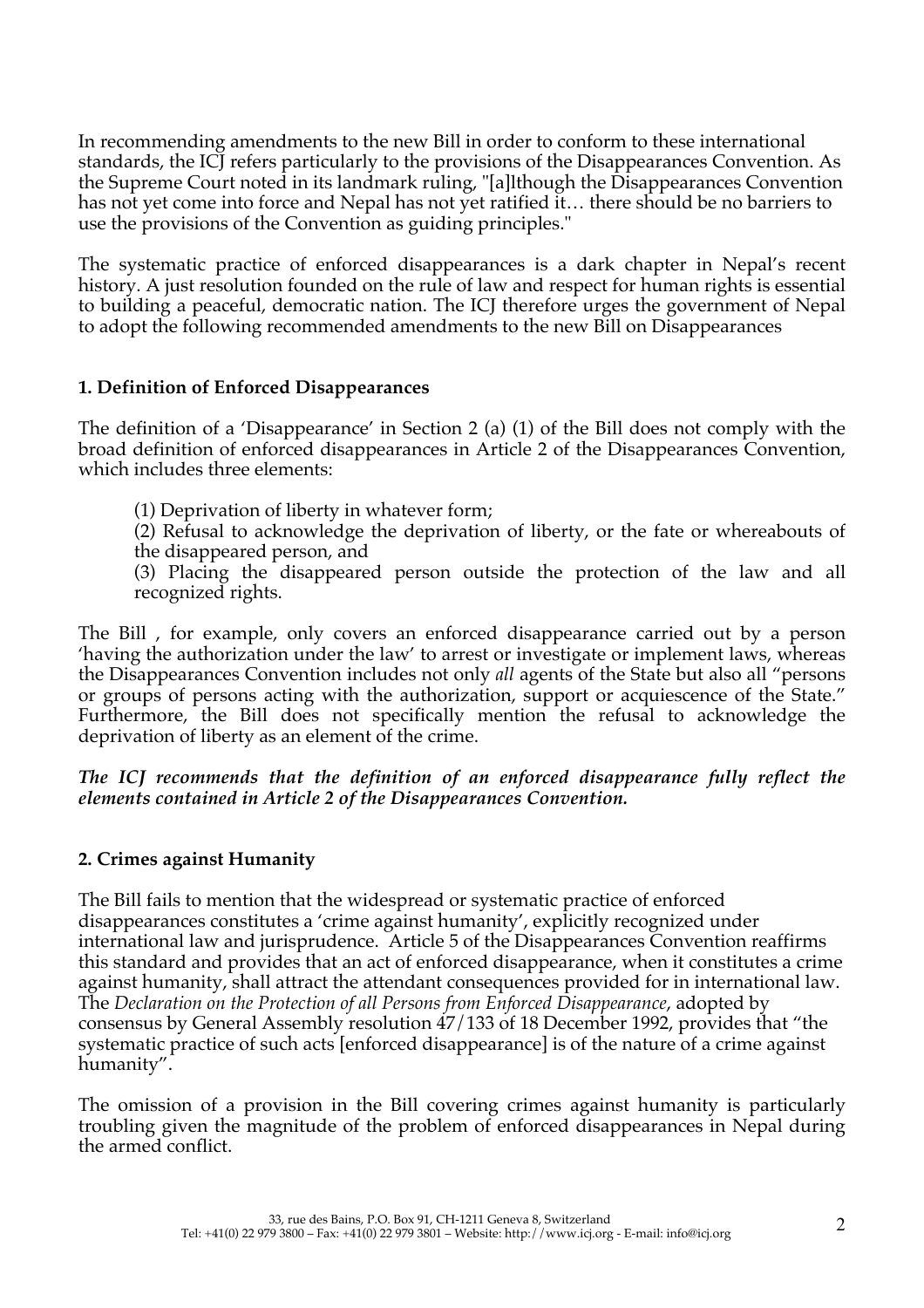In recommending amendments to the new Bill in order to conform to these international standards, the ICJ refers particularly to the provisions of the Disappearances Convention. As the Supreme Court noted in its landmark ruling, "[a]lthough the Disappearances Convention has not yet come into force and Nepal has not yet ratified it… there should be no barriers to use the provisions of the Convention as guiding principles."

The systematic practice of enforced disappearances is a dark chapter in Nepal's recent history. A just resolution founded on the rule of law and respect for human rights is essential to building a peaceful, democratic nation. The ICJ therefore urges the government of Nepal to adopt the following recommended amendments to the new Bill on Disappearances

### 1. Definition of Enforced Disappearances

The definition of a 'Disappearance' in Section 2 (a) (1) of the Bill does not comply with the broad definition of enforced disappearances in Article 2 of the Disappearances Convention, which includes three elements:

(1) Deprivation of liberty in whatever form;

(2) Refusal to acknowledge the deprivation of liberty, or the fate or whereabouts of the disappeared person, and

(3) Placing the disappeared person outside the protection of the law and all recognized rights.

The Bill , for example, only covers an enforced disappearance carried out by a person 'having the authorization under the law' to arrest or investigate or implement laws, whereas the Disappearances Convention includes not only *all* agents of the State but also all "persons or groups of persons acting with the authorization, support or acquiescence of the State." Furthermore, the Bill does not specifically mention the refusal to acknowledge the deprivation of liberty as an element of the crime.

***The ICJ recommends that the definition of an enforced disappearance fully reflect the elements contained in Article 2 of the Disappearances Convention.***

### 2. Crimes against Humanity

The Bill fails to mention that the widespread or systematic practice of enforced disappearances constitutes a 'crime against humanity', explicitly recognized under international law and jurisprudence. Article 5 of the Disappearances Convention reaffirms this standard and provides that an act of enforced disappearance, when it constitutes a crime against humanity, shall attract the attendant consequences provided for in international law. The *Declaration on the Protection of all Persons from Enforced Disappearance*, adopted by consensus by General Assembly resolution 47/133 of 18 December 1992, provides that "the systematic practice of such acts [enforced disappearance] is of the nature of a crime against humanity".

The omission of a provision in the Bill covering crimes against humanity is particularly troubling given the magnitude of the problem of enforced disappearances in Nepal during the armed conflict.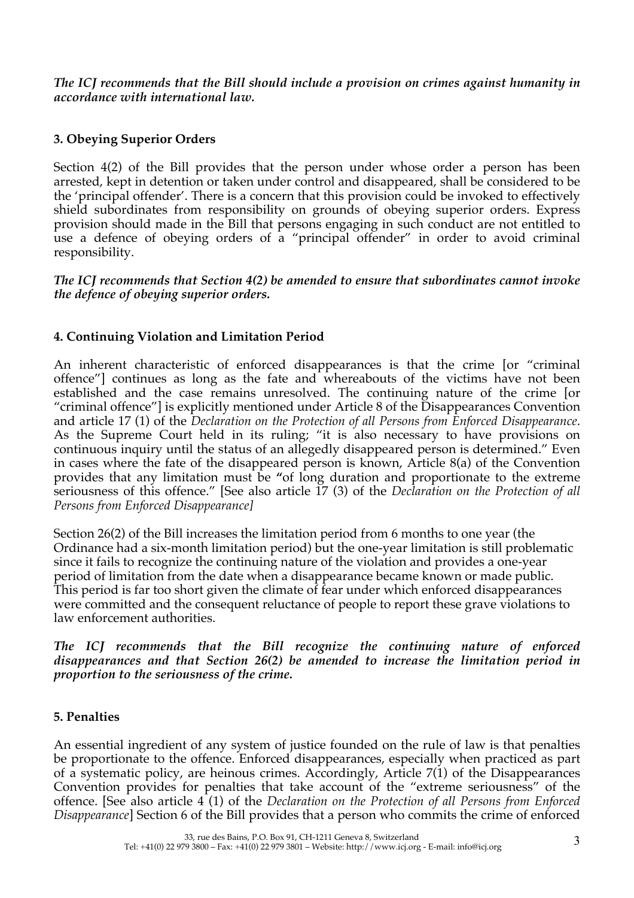***The ICJ recommends that the Bill should include a provision on crimes against humanity in accordance with international law.***

### 3. Obeying Superior Orders

Section 4(2) of the Bill provides that the person under whose order a person has been arrested, kept in detention or taken under control and disappeared, shall be considered to be the 'principal offender'. There is a concern that this provision could be invoked to effectively shield subordinates from responsibility on grounds of obeying superior orders. Express provision should made in the Bill that persons engaging in such conduct are not entitled to use a defence of obeying orders of a "principal offender" in order to avoid criminal responsibility.

***The ICJ recommends that Section 4(2) be amended to ensure that subordinates cannot invoke the defence of obeying superior orders.***

### 4. Continuing Violation and Limitation Period

An inherent characteristic of enforced disappearances is that the crime [or "criminal offence"] continues as long as the fate and whereabouts of the victims have not been established and the case remains unresolved. The continuing nature of the crime [or "criminal offence"] is explicitly mentioned under Article 8 of the Disappearances Convention and article 17 (1) of the *Declaration on the Protection of all Persons from Enforced Disappearance*. As the Supreme Court held in its ruling; "it is also necessary to have provisions on continuous inquiry until the status of an allegedly disappeared person is determined." Even in cases where the fate of the disappeared person is known, Article 8(a) of the Convention provides that any limitation must be "of long duration and proportionate to the extreme seriousness of this offence." [See also article 17 (3) of the *Declaration on the Protection of all Persons from Enforced Disappearance*]

Section 26(2) of the Bill increases the limitation period from 6 months to one year (the Ordinance had a six-month limitation period) but the one-year limitation is still problematic since it fails to recognize the continuing nature of the violation and provides a one-year period of limitation from the date when a disappearance became known or made public. This period is far too short given the climate of fear under which enforced disappearances were committed and the consequent reluctance of people to report these grave violations to law enforcement authorities.

***The ICJ recommends that the Bill recognize the continuing nature of enforced disappearances and that Section 26(2) be amended to increase the limitation period in proportion to the seriousness of the crime.***

### 5. Penalties

An essential ingredient of any system of justice founded on the rule of law is that penalties be proportionate to the offence. Enforced disappearances, especially when practiced as part of a systematic policy, are heinous crimes. Accordingly, Article 7(1) of the Disappearances Convention provides for penalties that take account of the "extreme seriousness" of the offence. [See also article 4 (1) of the *Declaration on the Protection of all Persons from Enforced Disappearance*] Section 6 of the Bill provides that a person who commits the crime of enforced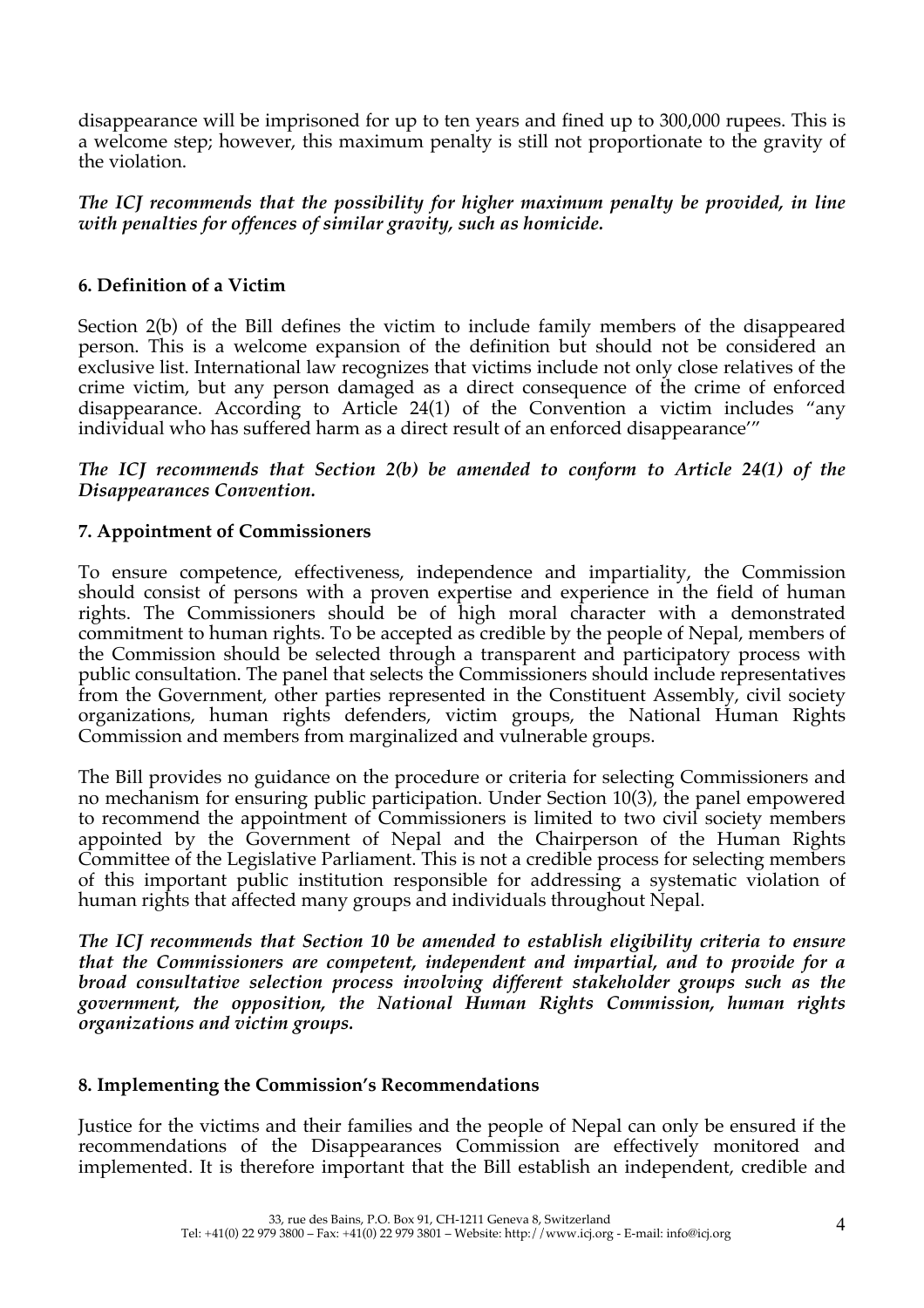disappearance will be imprisoned for up to ten years and fined up to 300,000 rupees. This is a welcome step; however, this maximum penalty is still not proportionate to the gravity of the violation.

***The ICJ recommends that the possibility for higher maximum penalty be provided, in line with penalties for offences of similar gravity, such as homicide.***

### 6. Definition of a Victim

Section 2(b) of the Bill defines the victim to include family members of the disappeared person. This is a welcome expansion of the definition but should not be considered an exclusive list. International law recognizes that victims include not only close relatives of the crime victim, but any person damaged as a direct consequence of the crime of enforced disappearance. According to Article 24(1) of the Convention a victim includes "any individual who has suffered harm as a direct result of an enforced disappearance'"

***The ICJ recommends that Section 2(b) be amended to conform to Article 24(1) of the Disappearances Convention.***

### 7. Appointment of Commissioners

To ensure competence, effectiveness, independence and impartiality, the Commission should consist of persons with a proven expertise and experience in the field of human rights. The Commissioners should be of high moral character with a demonstrated commitment to human rights. To be accepted as credible by the people of Nepal, members of the Commission should be selected through a transparent and participatory process with public consultation. The panel that selects the Commissioners should include representatives from the Government, other parties represented in the Constituent Assembly, civil society organizations, human rights defenders, victim groups, the National Human Rights Commission and members from marginalized and vulnerable groups.

The Bill provides no guidance on the procedure or criteria for selecting Commissioners and no mechanism for ensuring public participation. Under Section 10(3), the panel empowered to recommend the appointment of Commissioners is limited to two civil society members appointed by the Government of Nepal and the Chairperson of the Human Rights Committee of the Legislative Parliament. This is not a credible process for selecting members of this important public institution responsible for addressing a systematic violation of human rights that affected many groups and individuals throughout Nepal.

***The ICJ recommends that Section 10 be amended to establish eligibility criteria to ensure that the Commissioners are competent, independent and impartial, and to provide for a broad consultative selection process involving different stakeholder groups such as the government, the opposition, the National Human Rights Commission, human rights organizations and victim groups.***

### 8. Implementing the Commission's Recommendations

Justice for the victims and their families and the people of Nepal can only be ensured if the recommendations of the Disappearances Commission are effectively monitored and implemented. It is therefore important that the Bill establish an independent, credible and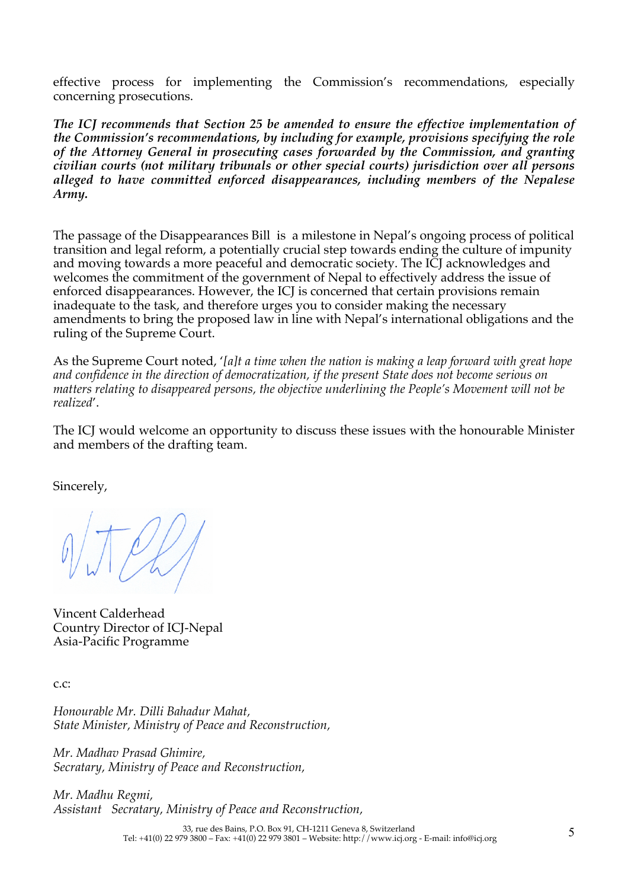effective process for implementing the Commission's recommendations, especially concerning prosecutions.

***The ICJ recommends that Section 25 be amended to ensure the effective implementation of the Commission's recommendations, by including for example, provisions specifying the role of the Attorney General in prosecuting cases forwarded by the Commission, and granting civilian courts (not military tribunals or other special courts) jurisdiction over all persons alleged to have committed enforced disappearances, including members of the Nepalese Army.***

The passage of the Disappearances Bill is a milestone in Nepal's ongoing process of political transition and legal reform, a potentially crucial step towards ending the culture of impunity and moving towards a more peaceful and democratic society. The ICJ acknowledges and welcomes the commitment of the government of Nepal to effectively address the issue of enforced disappearances. However, the ICJ is concerned that certain provisions remain inadequate to the task, and therefore urges you to consider making the necessary amendments to bring the proposed law in line with Nepal's international obligations and the ruling of the Supreme Court.

As the Supreme Court noted, '*[a]t a time when the nation is making a leap forward with great hope and confidence in the direction of democratization, if the present State does not become serious on matters relating to disappeared persons, the objective underlining the People's Movement will not be realized*'.

The ICJ would welcome an opportunity to discuss these issues with the honourable Minister and members of the drafting team.

Sincerely,

Vincent Calderhead
Country Director of ICJ-Nepal
Asia-Pacific Programme

c.c:

*Honourable Mr. Dilli Bahadur Mahat,*
*State Minister, Ministry of Peace and Reconstruction,*

*Mr. Madhav Prasad Ghimire,*
*Secratary, Ministry of Peace and Reconstruction,*

*Mr. Madhu Regmi,*
*Assistant Secratary, Ministry of Peace and Reconstruction,*

33, rue des Bains, P.O. Box 91, CH-1211 Geneva 8, Switzerland
Tel: +41(0) 22 979 3800 – Fax: +41(0) 22 979 3801 – Website: http://www.icj.org - E-mail: info@icj.org